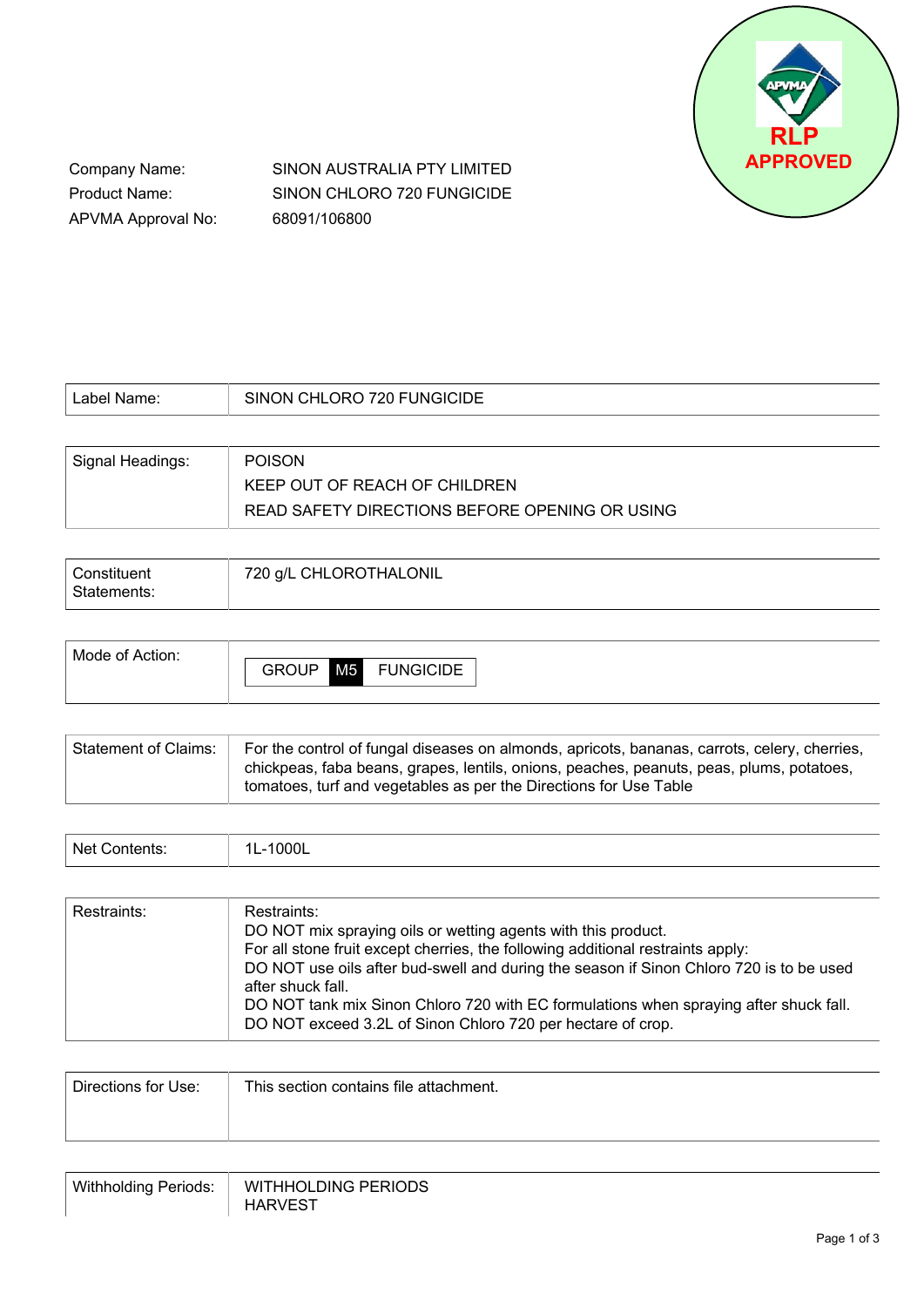RLP APPROVED

| | |
|---|---|
| Company Name: | SINON AUSTRALIA PTY LIMITED |
| Product Name: | SINON CHLORO 720 FUNGICIDE |
| APVMA Approval No: | 68091/106800 |

| | |
|---|---|
| Label Name: | SINON CHLORO 720 FUNGICIDE |

| | |
|---|---|
| Signal Headings: | POISON<br>KEEP OUT OF REACH OF CHILDREN<br>READ SAFETY DIRECTIONS BEFORE OPENING OR USING |

| | |
|---|---|
| Constituent Statements: | 720 g/L CHLOROTHALONIL |

| | |
|---|---|
| Mode of Action: | GROUP M5 FUNGICIDE |

| | |
|---|---|
| Statement of Claims: | For the control of fungal diseases on almonds, apricots, bananas, carrots, celery, cherries, chickpeas, faba beans, grapes, lentils, onions, peaches, peanuts, peas, plums, potatoes, tomatoes, turf and vegetables as per the Directions for Use Table |

| | |
|---|---|
| Net Contents: | 1L-1000L |

| | |
|---|---|
| Restraints: | Restraints:<br>DO NOT mix spraying oils or wetting agents with this product.<br>For all stone fruit except cherries, the following additional restraints apply:<br>DO NOT use oils after bud-swell and during the season if Sinon Chloro 720 is to be used after shuck fall.<br>DO NOT tank mix Sinon Chloro 720 with EC formulations when spraying after shuck fall.<br>DO NOT exceed 3.2L of Sinon Chloro 720 per hectare of crop. |

| | |
|---|---|
| Directions for Use: | This section contains file attachment. |

| | |
|---|---|
| Withholding Periods: | WITHHOLDING PERIODS<br>HARVEST |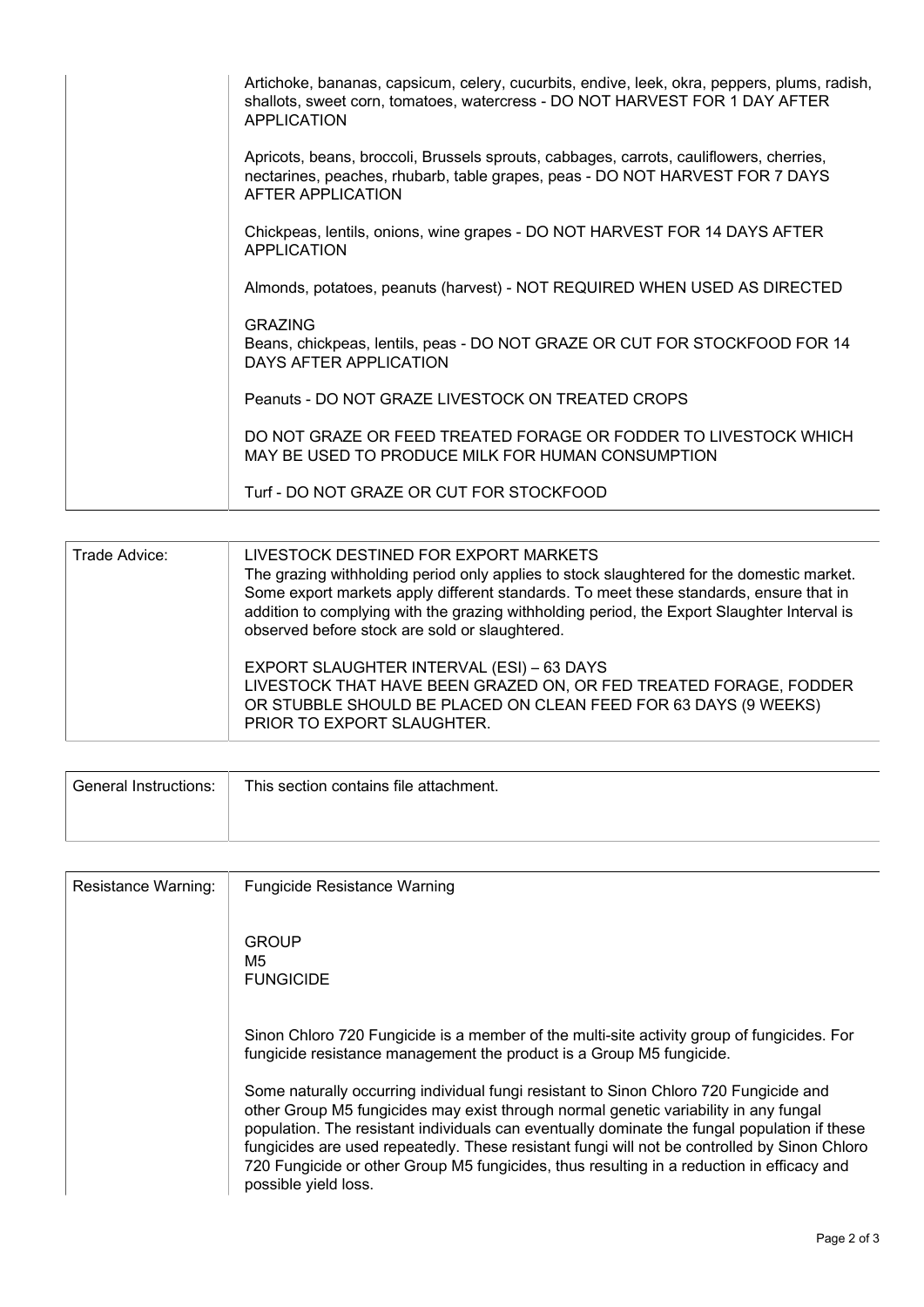| | |
|---|---|
| | Artichoke, bananas, capsicum, celery, cucurbits, endive, leek, okra, peppers, plums, radish, shallots, sweet corn, tomatoes, watercress - DO NOT HARVEST FOR 1 DAY AFTER APPLICATION<br><br>Apricots, beans, broccoli, Brussels sprouts, cabbages, carrots, cauliflowers, cherries, nectarines, peaches, rhubarb, table grapes, peas - DO NOT HARVEST FOR 7 DAYS AFTER APPLICATION<br><br>Chickpeas, lentils, onions, wine grapes - DO NOT HARVEST FOR 14 DAYS AFTER APPLICATION<br><br>Almonds, potatoes, peanuts (harvest) - NOT REQUIRED WHEN USED AS DIRECTED<br><br>GRAZING<br>Beans, chickpeas, lentils, peas - DO NOT GRAZE OR CUT FOR STOCKFOOD FOR 14 DAYS AFTER APPLICATION<br><br>Peanuts - DO NOT GRAZE LIVESTOCK ON TREATED CROPS<br><br>DO NOT GRAZE OR FEED TREATED FORAGE OR FODDER TO LIVESTOCK WHICH MAY BE USED TO PRODUCE MILK FOR HUMAN CONSUMPTION<br><br>Turf - DO NOT GRAZE OR CUT FOR STOCKFOOD |

| | |
|---|---|
| Trade Advice: | LIVESTOCK DESTINED FOR EXPORT MARKETS<br>The grazing withholding period only applies to stock slaughtered for the domestic market. Some export markets apply different standards. To meet these standards, ensure that in addition to complying with the grazing withholding period, the Export Slaughter Interval is observed before stock are sold or slaughtered.<br><br>EXPORT SLAUGHTER INTERVAL (ESI) – 63 DAYS<br>LIVESTOCK THAT HAVE BEEN GRAZED ON, OR FED TREATED FORAGE, FODDER OR STUBBLE SHOULD BE PLACED ON CLEAN FEED FOR 63 DAYS (9 WEEKS) PRIOR TO EXPORT SLAUGHTER. |

| | |
|---|---|
| General Instructions: | This section contains file attachment. |

| | |
|---|---|
| Resistance Warning: | Fungicide Resistance Warning<br><br>GROUP<br>M5<br>FUNGICIDE<br><br>Sinon Chloro 720 Fungicide is a member of the multi-site activity group of fungicides. For fungicide resistance management the product is a Group M5 fungicide.<br><br>Some naturally occurring individual fungi resistant to Sinon Chloro 720 Fungicide and other Group M5 fungicides may exist through normal genetic variability in any fungal population. The resistant individuals can eventually dominate the fungal population if these fungicides are used repeatedly. These resistant fungi will not be controlled by Sinon Chloro 720 Fungicide or other Group M5 fungicides, thus resulting in a reduction in efficacy and possible yield loss. |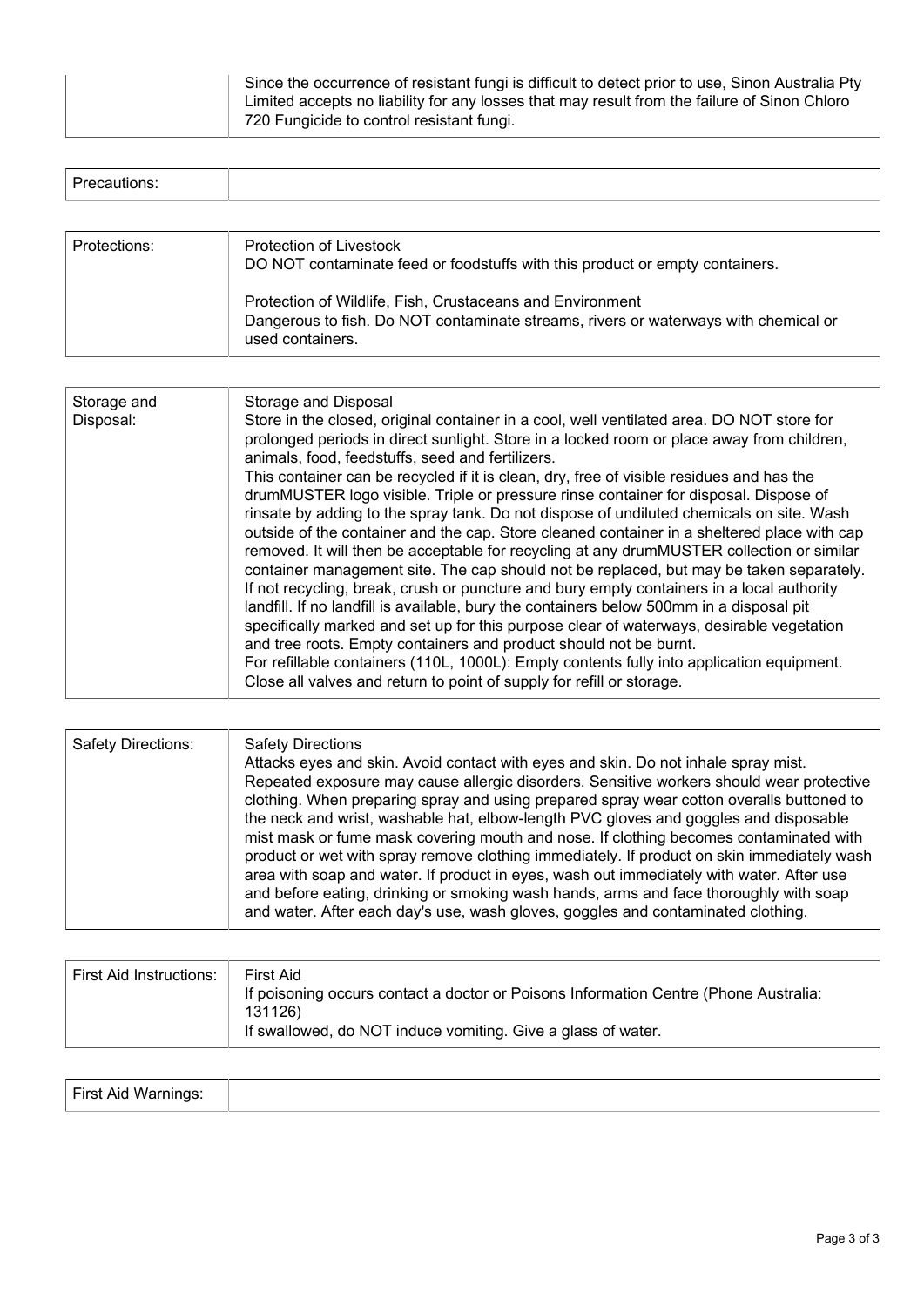|  |  |
|---|---|
|  | Since the occurrence of resistant fungi is difficult to detect prior to use, Sinon Australia Pty Limited accepts no liability for any losses that may result from the failure of Sinon Chloro 720 Fungicide to control resistant fungi. |

| Precautions: |  |
|---|---|

| Protections: | Protection of Livestock<br>DO NOT contaminate feed or foodstuffs with this product or empty containers.<br><br>Protection of Wildlife, Fish, Crustaceans and Environment<br>Dangerous to fish. DO NOT contaminate streams, rivers or waterways with chemical or used containers. |
|---|---|

| Storage and Disposal: | Storage and Disposal<br>Store in the closed, original container in a cool, well ventilated area. DO NOT store for prolonged periods in direct sunlight. Store in a locked room or place away from children, animals, food, feedstuffs, seed and fertilizers.<br>This container can be recycled if it is clean, dry, free of visible residues and has the drumMUSTER logo visible. Triple or pressure rinse container for disposal. Dispose of rinsate by adding to the spray tank. Do not dispose of undiluted chemicals on site. Wash outside of the container and the cap. Store cleaned container in a sheltered place with cap removed. It will then be acceptable for recycling at any drumMUSTER collection or similar container management site. The cap should not be replaced, but may be taken separately. If not recycling, break, crush or puncture and bury empty containers in a local authority landfill. If no landfill is available, bury the containers below 500mm in a disposal pit specifically marked and set up for this purpose clear of waterways, desirable vegetation and tree roots. Empty containers and product should not be burnt.<br>For refillable containers (110L, 1000L): Empty contents fully into application equipment. Close all valves and return to point of supply for refill or storage. |
|---|---|

| Safety Directions: | Safety Directions<br>Attacks eyes and skin. Avoid contact with eyes and skin. Do not inhale spray mist. Repeated exposure may cause allergic disorders. Sensitive workers should wear protective clothing. When preparing spray and using prepared spray wear cotton overalls buttoned to the neck and wrist, washable hat, elbow-length PVC gloves and goggles and disposable mist mask or fume mask covering mouth and nose. If clothing becomes contaminated with product or wet with spray remove clothing immediately. If product on skin immediately wash area with soap and water. If product in eyes, wash out immediately with water. After use and before eating, drinking or smoking wash hands, arms and face thoroughly with soap and water. After each day's use, wash gloves, goggles and contaminated clothing. |
|---|---|

| First Aid Instructions: | First Aid<br>If poisoning occurs contact a doctor or Poisons Information Centre (Phone Australia: 131126)<br>If swallowed, do NOT induce vomiting. Give a glass of water. |
|---|---|

| First Aid Warnings: |  |
|---|---|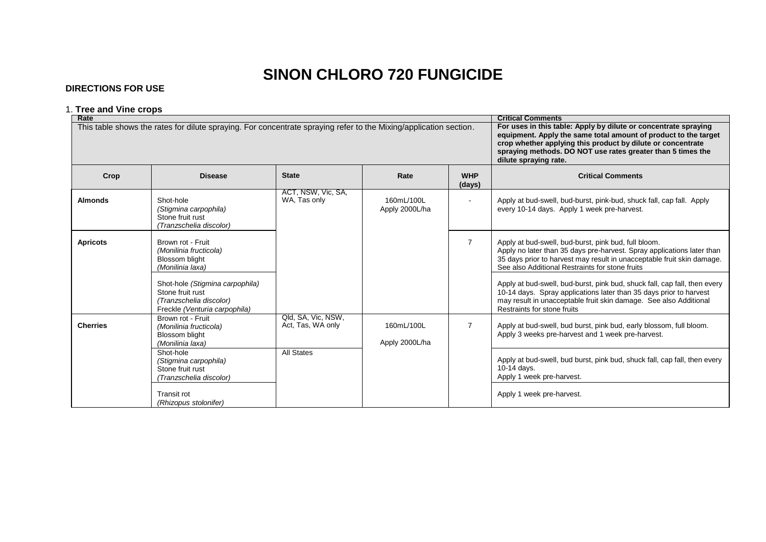# SINON CHLORO 720 FUNGICIDE

**DIRECTIONS FOR USE**

1. **Tree and Vine crops**

| Rate | | | | | Critical Comments |
|---|---|---|---|---|---|
| This table shows the rates for dilute spraying. For concentrate spraying refer to the Mixing/application section. | | | | | **For uses in this table: Apply by dilute or concentrate spraying equipment. Apply the same total amount of product to the target crop whether applying this product by dilute or concentrate spraying methods. DO NOT use rates greater than 5 times the dilute spraying rate.** |
| **Crop** | **Disease** | **State** | **Rate** | **WHP (days)** | **Critical Comments** |
| **Almonds** | Shot-hole *(Stigmina carpophila)* Stone fruit rust *(Tranzschelia discolor)* | ACT, NSW, Vic, SA, WA, Tas only | 160mL/100L Apply 2000L/ha | - | Apply at bud-swell, bud-burst, pink-bud, shuck fall, cap fall. Apply every 10-14 days. Apply 1 week pre-harvest. |
| **Apricots** | Brown rot - Fruit *(Monilinia fructicola)* Blossom blight *(Monilinia laxa)* | | | 7 | Apply at bud-swell, bud-burst, pink bud, full bloom. Apply no later than 35 days pre-harvest. Spray applications later than 35 days prior to harvest may result in unacceptable fruit skin damage. See also Additional Restraints for stone fruits |
| | Shot-hole *(Stigmina carpophila)* Stone fruit rust *(Tranzschelia discolor)* Freckle *(Venturia carpophila)* | | | | Apply at bud-swell, bud-burst, pink bud, shuck fall, cap fall, then every 10-14 days. Spray applications later than 35 days prior to harvest may result in unacceptable fruit skin damage. See also Additional Restraints for stone fruits |
| **Cherries** | Brown rot - Fruit *(Monilinia fructicola)* Blossom blight *(Monilinia laxa)* | Qld, SA, Vic, NSW, Act, Tas, WA only | 160mL/100L Apply 2000L/ha | 7 | Apply at bud-swell, bud burst, pink bud, early blossom, full bloom. Apply 3 weeks pre-harvest and 1 week pre-harvest. |
| | Shot-hole *(Stigmina carpophila)* Stone fruit rust *(Tranzschelia discolor)* | All States | | | Apply at bud-swell, bud burst, pink bud, shuck fall, cap fall, then every 10-14 days. Apply 1 week pre-harvest. |
| | Transit rot *(Rhizopus stolonifer)* | | | | Apply 1 week pre-harvest. |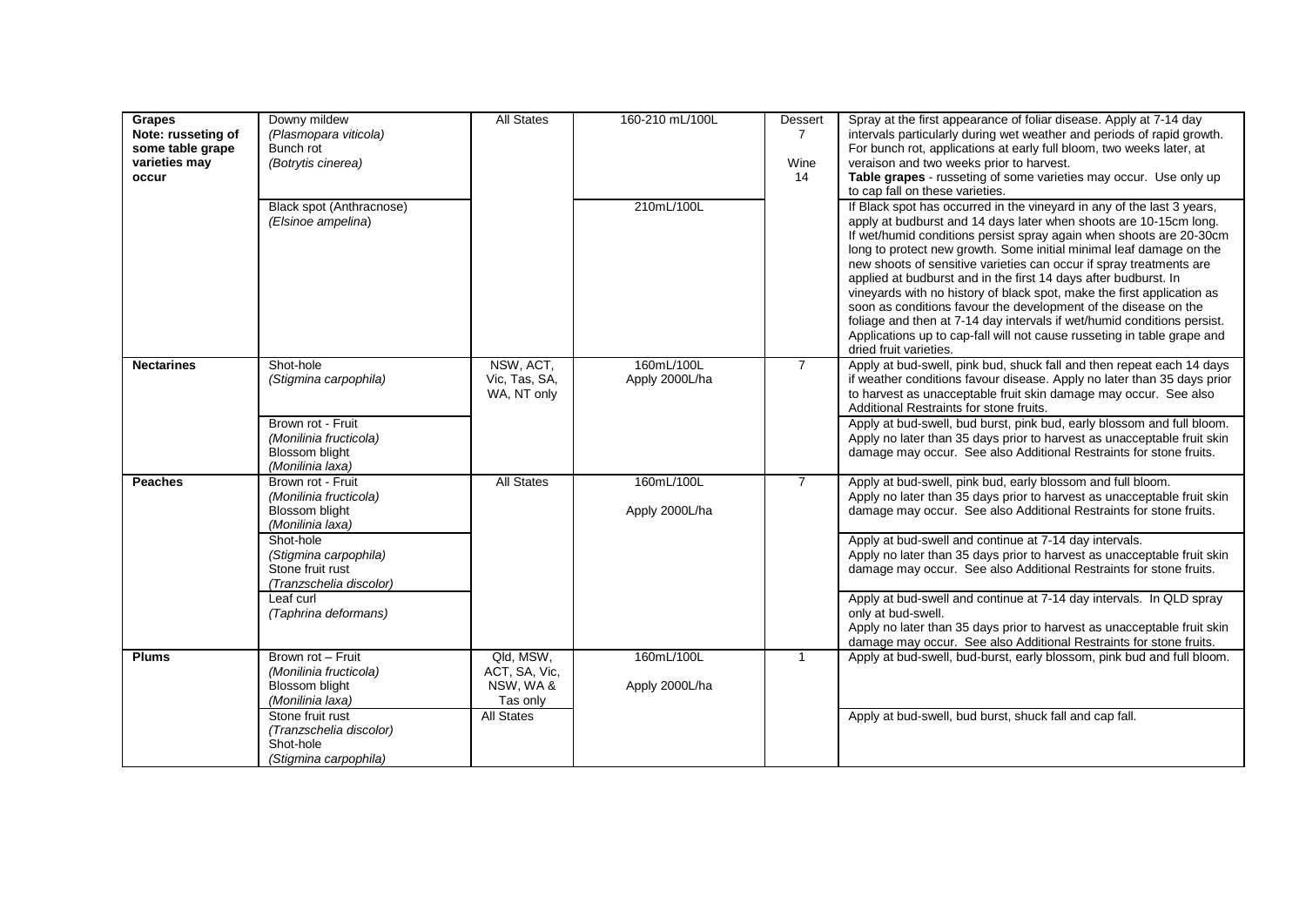| **Grapes** **Note: russeting of some table grape varieties may occur** | Downy mildew *(Plasmopara viticola)* Bunch rot *(Botrytis cinerea)* | All States | 160-210 mL/100L | Dessert 7 Wine 14 | Spray at the first appearance of foliar disease. Apply at 7-14 day intervals particularly during wet weather and periods of rapid growth. For bunch rot, applications at early full bloom, two weeks later, at veraison and two weeks prior to harvest. **Table grapes** - russeting of some varieties may occur. Use only up to cap fall on these varieties. |
|---|---|---|---|---|---|
| | Black spot (Anthracnose) *(Elsinoe ampelina)* | | 210mL/100L | | If Black spot has occurred in the vineyard in any of the last 3 years, apply at budburst and 14 days later when shoots are 10-15cm long. If wet/humid conditions persist spray again when shoots are 20-30cm long to protect new growth. Some initial minimal leaf damage on the new shoots of sensitive varieties can occur if spray treatments are applied at budburst and in the first 14 days after budburst. In vineyards with no history of black spot, make the first application as soon as conditions favour the development of the disease on the foliage and then at 7-14 day intervals if wet/humid conditions persist. Applications up to cap-fall will not cause russeting in table grape and dried fruit varieties. |
| **Nectarines** | Shot-hole *(Stigmina carpophila)* | NSW, ACT, Vic, Tas, SA, WA, NT only | 160mL/100L Apply 2000L/ha | 7 | Apply at bud-swell, pink bud, shuck fall and then repeat each 14 days if weather conditions favour disease. Apply no later than 35 days prior to harvest as unacceptable fruit skin damage may occur. See also Additional Restraints for stone fruits. |
| | Brown rot - Fruit *(Monilinia fructicola)* Blossom blight *(Monilinia laxa)* | | | | Apply at bud-swell, bud burst, pink bud, early blossom and full bloom. Apply no later than 35 days prior to harvest as unacceptable fruit skin damage may occur. See also Additional Restraints for stone fruits. |
| **Peaches** | Brown rot - Fruit *(Monilinia fructicola)* Blossom blight *(Monilinia laxa)* | All States | 160mL/100L Apply 2000L/ha | 7 | Apply at bud-swell, pink bud, early blossom and full bloom. Apply no later than 35 days prior to harvest as unacceptable fruit skin damage may occur. See also Additional Restraints for stone fruits. |
| | Shot-hole *(Stigmina carpophila)* Stone fruit rust *(Tranzschelia discolor)* | | | | Apply at bud-swell and continue at 7-14 day intervals. Apply no later than 35 days prior to harvest as unacceptable fruit skin damage may occur. See also Additional Restraints for stone fruits. |
| | Leaf curl *(Taphrina deformans)* | | | | Apply at bud-swell and continue at 7-14 day intervals. In QLD spray only at bud-swell. Apply no later than 35 days prior to harvest as unacceptable fruit skin damage may occur. See also Additional Restraints for stone fruits. |
| **Plums** | Brown rot – Fruit *(Monilinia fructicola)* Blossom blight *(Monilinia laxa)* | Qld, MSW, ACT, SA, Vic, NSW, WA & Tas only | 160mL/100L Apply 2000L/ha | 1 | Apply at bud-swell, bud-burst, early blossom, pink bud and full bloom. |
| | Stone fruit rust *(Tranzschelia discolor)* Shot-hole *(Stigmina carpophila)* | All States | | | Apply at bud-swell, bud burst, shuck fall and cap fall. |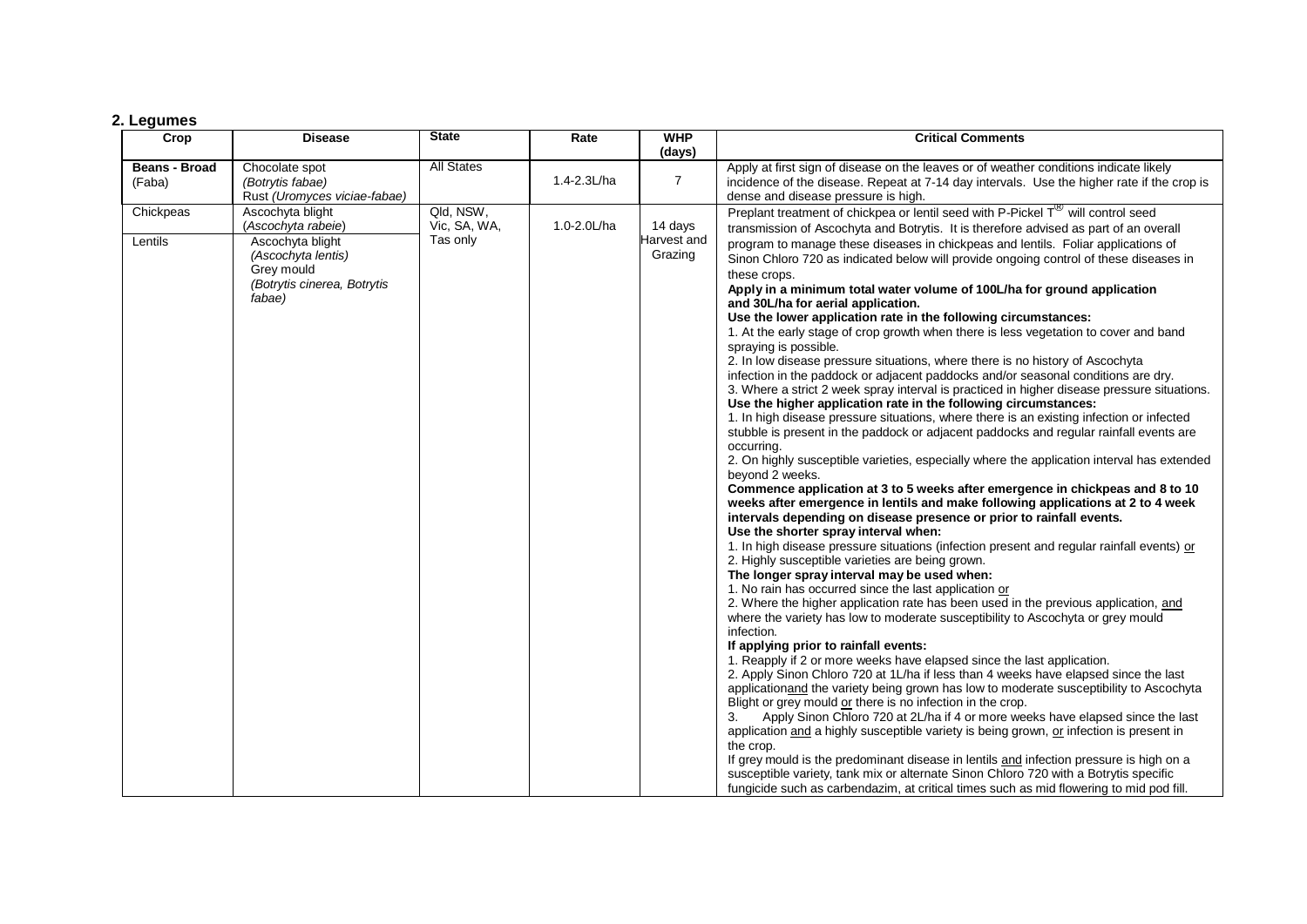## 2. Legumes

| Crop | Disease | State | Rate | WHP (days) | Critical Comments |
|---|---|---|---|---|---|
| **Beans - Broad** (Faba) | Chocolate spot *(Botrytis fabae)* Rust *(Uromyces viciae-fabae)* | All States | 1.4-2.3L/ha | 7 | Apply at first sign of disease on the leaves or of weather conditions indicate likely incidence of the disease. Repeat at 7-14 day intervals. Use the higher rate if the crop is dense and disease pressure is high. |
| Chickpeas<br><br>Lentils | Ascochyta blight (*Ascochyta rabeie*)<br><br>Ascochyta blight *(Ascochyta lentis)* Grey mould *(Botrytis cinerea, Botrytis fabae)* | Qld, NSW, Vic, SA, WA, Tas only | 1.0-2.0L/ha | 14 days Harvest and Grazing | Preplant treatment of chickpea or lentil seed with P-Pickel T® will control seed transmission of Ascochyta and Botrytis. It is therefore advised as part of an overall program to manage these diseases in chickpeas and lentils. Foliar applications of Sinon Chloro 720 as indicated below will provide ongoing control of these diseases in these crops.<br>**Apply in a minimum total water volume of 100L/ha for ground application and 30L/ha for aerial application.**<br>**Use the lower application rate in the following circumstances:**<br>1. At the early stage of crop growth when there is less vegetation to cover and band spraying is possible.<br>2. In low disease pressure situations, where there is no history of Ascochyta infection in the paddock or adjacent paddocks and/or seasonal conditions are dry.<br>3. Where a strict 2 week spray interval is practiced in higher disease pressure situations.<br>**Use the higher application rate in the following circumstances:**<br>1. In high disease pressure situations, where there is an existing infection or infected stubble is present in the paddock or adjacent paddocks and regular rainfall events are occurring.<br>2. On highly susceptible varieties, especially where the application interval has extended beyond 2 weeks.<br>**Commence application at 3 to 5 weeks after emergence in chickpeas and 8 to 10 weeks after emergence in lentils and make following applications at 2 to 4 week intervals depending on disease presence or prior to rainfall events.**<br>**Use the shorter spray interval when:**<br>1. In high disease pressure situations (infection present and regular rainfall events) or<br>2. Highly susceptible varieties are being grown.<br>**The longer spray interval may be used when:**<br>1. No rain has occurred since the last application or<br>2. Where the higher application rate has been used in the previous application, and where the variety has low to moderate susceptibility to Ascochyta or grey mould infection.<br>**If applying prior to rainfall events:**<br>1. Reapply if 2 or more weeks have elapsed since the last application.<br>2. Apply Sinon Chloro 720 at 1L/ha if less than 4 weeks have elapsed since the last applicationand the variety being grown has low to moderate susceptibility to Ascochyta Blight or grey mould or there is no infection in the crop.<br>3. Apply Sinon Chloro 720 at 2L/ha if 4 or more weeks have elapsed since the last application and a highly susceptible variety is being grown, or infection is present in the crop.<br>If grey mould is the predominant disease in lentils and infection pressure is high on a susceptible variety, tank mix or alternate Sinon Chloro 720 with a Botrytis specific fungicide such as carbendazim, at critical times such as mid flowering to mid pod fill. |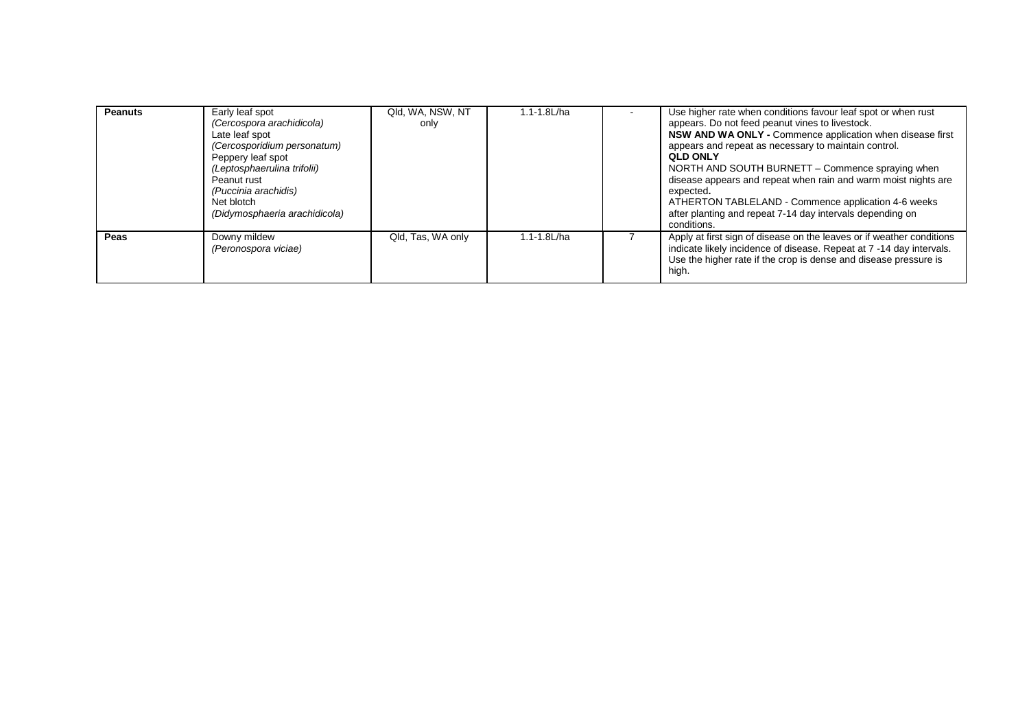| **Peanuts** | Early leaf spot<br>*(Cercospora arachidicola)*<br>Late leaf spot<br>*(Cercosporidium personatum)*<br>Peppery leaf spot<br>*(Leptosphaerulina trifolii)*<br>Peanut rust<br>*(Puccinia arachidis)*<br>Net blotch<br>*(Didymosphaeria arachidicola)* | Qld, WA, NSW, NT only | 1.1-1.8L/ha | - | Use higher rate when conditions favour leaf spot or when rust appears. Do not feed peanut vines to livestock.<br>**NSW AND WA ONLY -** Commence application when disease first appears and repeat as necessary to maintain control.<br>**QLD ONLY**<br>NORTH AND SOUTH BURNETT – Commence spraying when disease appears and repeat when rain and warm moist nights are expected**.**<br>ATHERTON TABLELAND - Commence application 4-6 weeks after planting and repeat 7-14 day intervals depending on conditions. |
|---|---|---|---|---|---|
| **Peas** | Downy mildew<br>*(Peronospora viciae)* | Qld, Tas, WA only | 1.1-1.8L/ha | 7 | Apply at first sign of disease on the leaves or if weather conditions indicate likely incidence of disease. Repeat at 7 -14 day intervals. Use the higher rate if the crop is dense and disease pressure is high. |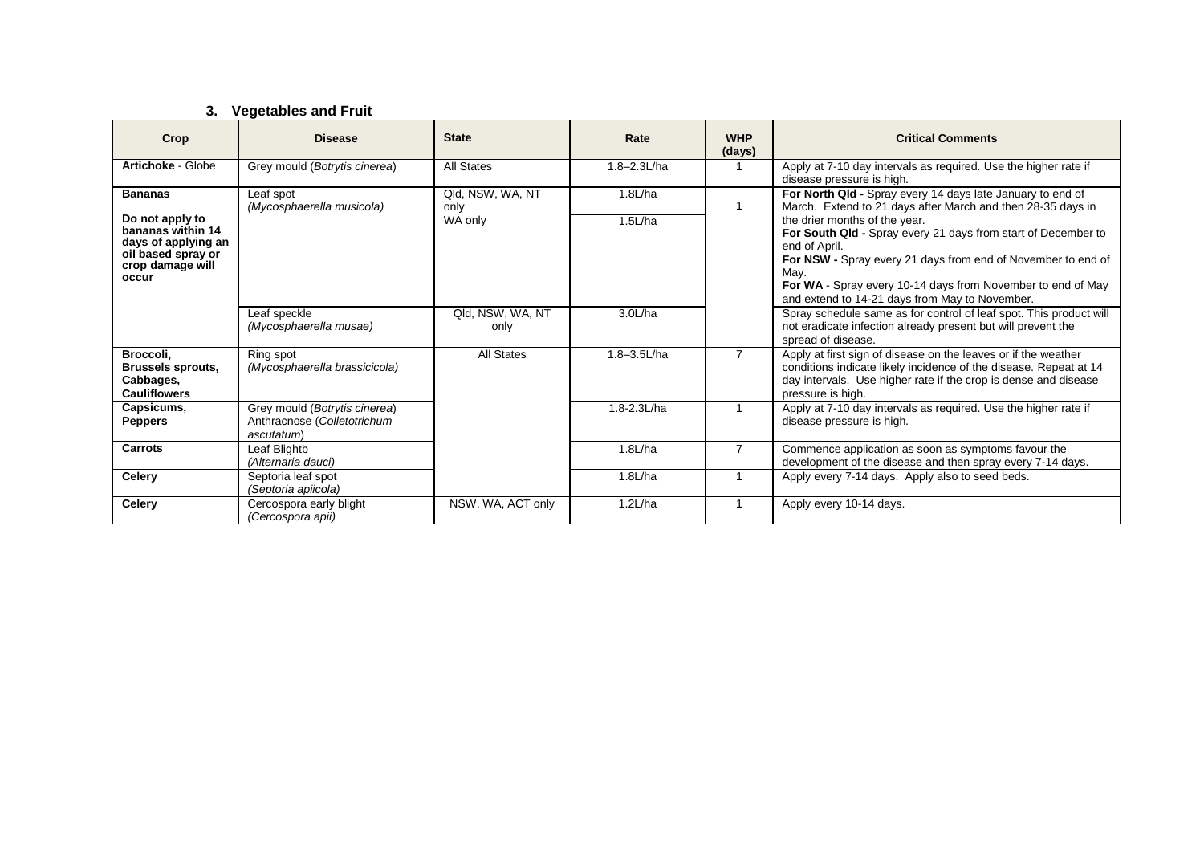## 3. Vegetables and Fruit

| Crop | Disease | State | Rate | WHP (days) | Critical Comments |
|---|---|---|---|---|---|
| **Artichoke** - Globe | Grey mould (*Botrytis cinerea*) | All States | 1.8–2.3L/ha | 1 | Apply at 7-10 day intervals as required. Use the higher rate if disease pressure is high. |
| **Bananas**<br><br>**Do not apply to bananas within 14 days of applying an oil based spray or crop damage will occur** | Leaf spot *(Mycosphaerella musicola)* | Qld, NSW, WA, NT only<br><br>WA only | 1.8L/ha<br><br>1.5L/ha | 1 | **For North Qld -** Spray every 14 days late January to end of March. Extend to 21 days after March and then 28-35 days in the drier months of the year.<br>**For South Qld -** Spray every 21 days from start of December to end of April.<br>**For NSW -** Spray every 21 days from end of November to end of May.<br>**For WA** - Spray every 10-14 days from November to end of May and extend to 14-21 days from May to November. |
| | Leaf speckle *(Mycosphaerella musae)* | Qld, NSW, WA, NT only | 3.0L/ha | | Spray schedule same as for control of leaf spot. This product will not eradicate infection already present but will prevent the spread of disease. |
| **Broccoli, Brussels sprouts, Cabbages, Cauliflowers** | Ring spot *(Mycosphaerella brassicicola)* | All States | 1.8–3.5L/ha | 7 | Apply at first sign of disease on the leaves or if the weather conditions indicate likely incidence of the disease. Repeat at 14 day intervals. Use higher rate if the crop is dense and disease pressure is high. |
| **Capsicums, Peppers** | Grey mould (*Botrytis cinerea*)<br>Anthracnose (*Colletotrichum ascutatum*) | | 1.8-2.3L/ha | 1 | Apply at 7-10 day intervals as required. Use the higher rate if disease pressure is high. |
| **Carrots** | Leaf Blightb *(Alternaria dauci)* | | 1.8L/ha | 7 | Commence application as soon as symptoms favour the development of the disease and then spray every 7-14 days. |
| **Celery** | Septoria leaf spot *(Septoria apiicola)* | | 1.8L/ha | 1 | Apply every 7-14 days. Apply also to seed beds. |
| **Celery** | Cercospora early blight *(Cercospora apii)* | NSW, WA, ACT only | 1.2L/ha | 1 | Apply every 10-14 days. |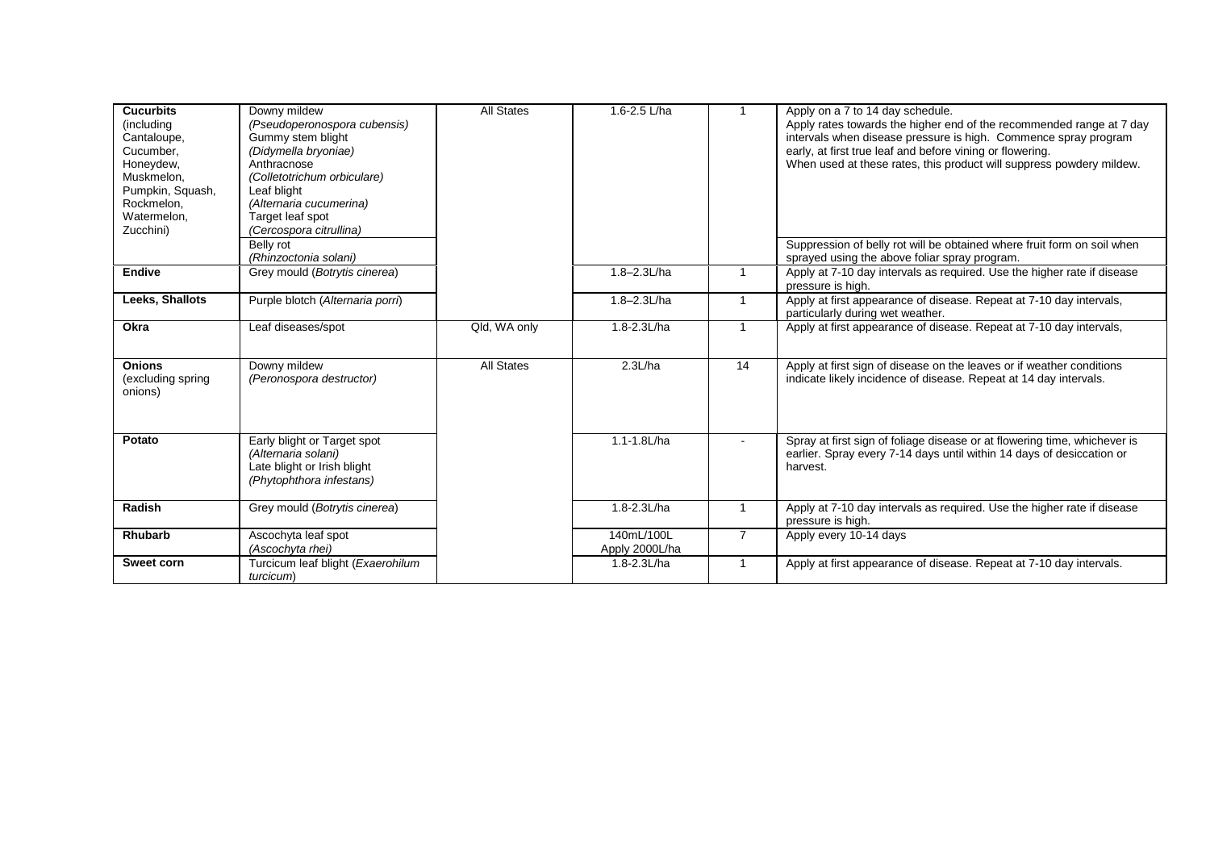| | | | | | |
|---|---|---|---|---|---|
| **Cucurbits** (including Cantaloupe, Cucumber, Honeydew, Muskmelon, Pumpkin, Squash, Rockmelon, Watermelon, Zucchini) | Downy mildew *(Pseudoperonospora cubensis)* Gummy stem blight *(Didymella bryoniae)* Anthracnose *(Colletotrichum orbiculare)* Leaf blight *(Alternaria cucumerina)* Target leaf spot *(Cercospora citrullina)* | All States | 1.6-2.5 L/ha | 1 | Apply on a 7 to 14 day schedule. Apply rates towards the higher end of the recommended range at 7 day intervals when disease pressure is high. Commence spray program early, at first true leaf and before vining or flowering. When used at these rates, this product will suppress powdery mildew. |
| | Belly rot *(Rhinzoctonia solani)* | | | | Suppression of belly rot will be obtained where fruit form on soil when sprayed using the above foliar spray program. |
| **Endive** | Grey mould (*Botrytis cinerea*) | | 1.8–2.3L/ha | 1 | Apply at 7-10 day intervals as required. Use the higher rate if disease pressure is high. |
| **Leeks, Shallots** | Purple blotch (*Alternaria porri*) | | 1.8–2.3L/ha | 1 | Apply at first appearance of disease. Repeat at 7-10 day intervals, particularly during wet weather. |
| **Okra** | Leaf diseases/spot | Qld, WA only | 1.8-2.3L/ha | 1 | Apply at first appearance of disease. Repeat at 7-10 day intervals, |
| **Onions** (excluding spring onions) | Downy mildew *(Peronospora destructor)* | All States | 2.3L/ha | 14 | Apply at first sign of disease on the leaves or if weather conditions indicate likely incidence of disease. Repeat at 14 day intervals. |
| **Potato** | Early blight or Target spot *(Alternaria solani)* Late blight or Irish blight *(Phytophthora infestans)* | | 1.1-1.8L/ha | - | Spray at first sign of foliage disease or at flowering time, whichever is earlier. Spray every 7-14 days until within 14 days of desiccation or harvest. |
| **Radish** | Grey mould (*Botrytis cinerea*) | | 1.8-2.3L/ha | 1 | Apply at 7-10 day intervals as required. Use the higher rate if disease pressure is high. |
| **Rhubarb** | Ascochyta leaf spot *(Ascochyta rhei)* | | 140mL/100L Apply 2000L/ha | 7 | Apply every 10-14 days |
| **Sweet corn** | Turcicum leaf blight (*Exaerohilum turcicum*) | | 1.8-2.3L/ha | 1 | Apply at first appearance of disease. Repeat at 7-10 day intervals. |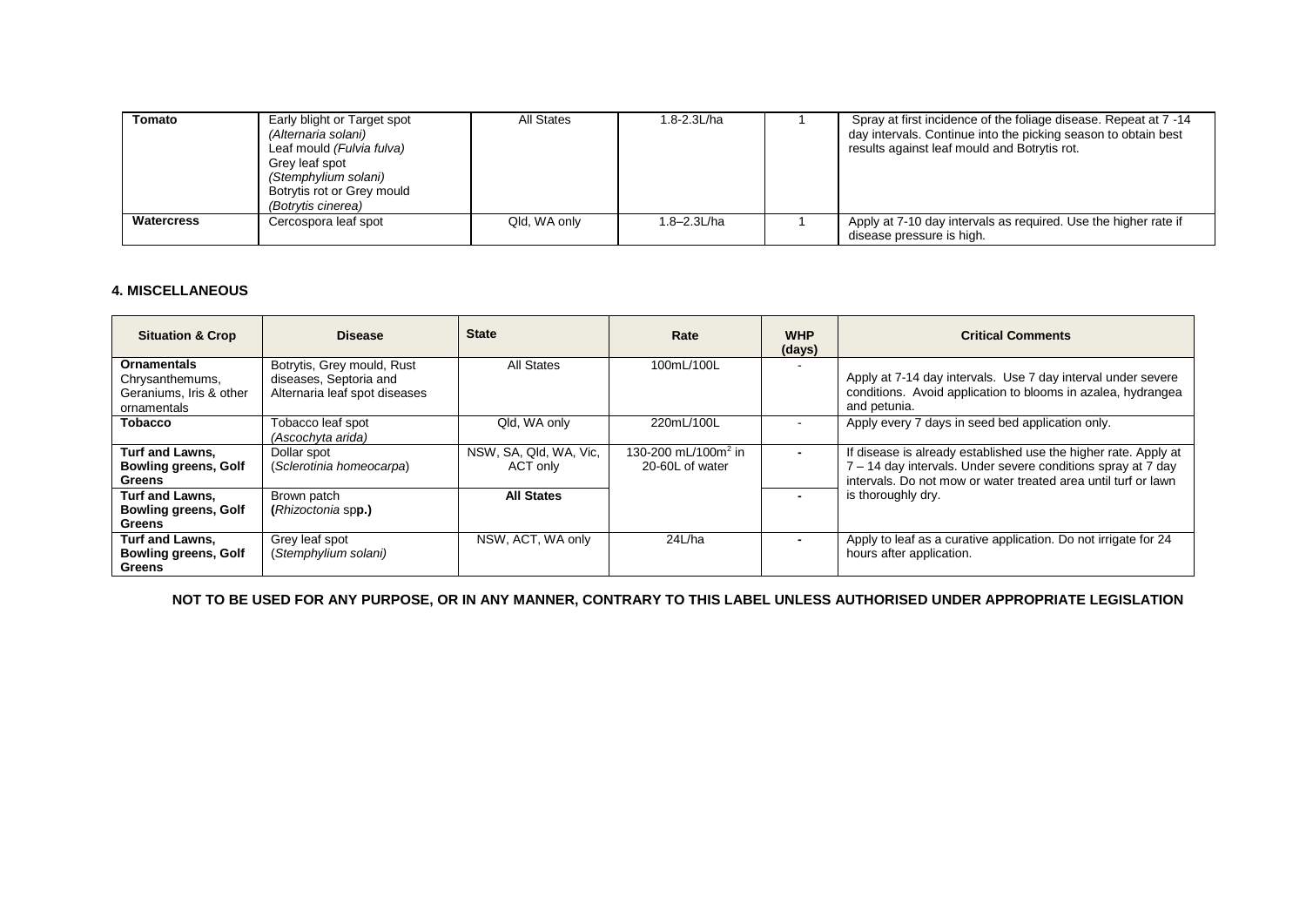| | | | | | |
|---|---|---|---|---|---|
| **Tomato** | Early blight or Target spot *(Alternaria solani)* Leaf mould *(Fulvia fulva)* Grey leaf spot *(Stemphylium solani)* Botrytis rot or Grey mould *(Botrytis cinerea)* | All States | 1.8-2.3L/ha | 1 | Spray at first incidence of the foliage disease. Repeat at 7 -14 day intervals. Continue into the picking season to obtain best results against leaf mould and Botrytis rot. |
| **Watercress** | Cercospora leaf spot | Qld, WA only | 1.8–2.3L/ha | 1 | Apply at 7-10 day intervals as required. Use the higher rate if disease pressure is high. |

### 4. MISCELLANEOUS

| Situation & Crop | Disease | State | Rate | WHP (days) | Critical Comments |
|---|---|---|---|---|---|
| **Ornamentals** Chrysanthemums, Geraniums, Iris & other ornamentals | Botrytis, Grey mould, Rust diseases, Septoria and Alternaria leaf spot diseases | All States | 100mL/100L | - | Apply at 7-14 day intervals. Use 7 day interval under severe conditions. Avoid application to blooms in azalea, hydrangea and petunia. |
| **Tobacco** | Tobacco leaf spot *(Ascochyta arida)* | Qld, WA only | 220mL/100L | - | Apply every 7 days in seed bed application only. |
| **Turf and Lawns, Bowling greens, Golf Greens** | Dollar spot (*Sclerotinia homeocarpa*) | NSW, SA, Qld, WA, Vic, ACT only | 130-200 mL/100m$^2$ in 20-60L of water | - | If disease is already established use the higher rate. Apply at 7 – 14 day intervals. Under severe conditions spray at 7 day intervals. Do not mow or water treated area until turf or lawn is thoroughly dry. |
| **Turf and Lawns, Bowling greens, Golf Greens** | Brown patch **(***Rhizoctonia* sp**p.)** | **All States** | | - | |
| **Turf and Lawns, Bowling greens, Golf Greens** | Grey leaf spot (*Stemphylium solani)* | NSW, ACT, WA only | 24L/ha | - | Apply to leaf as a curative application. Do not irrigate for 24 hours after application. |

**NOT TO BE USED FOR ANY PURPOSE, OR IN ANY MANNER, CONTRARY TO THIS LABEL UNLESS AUTHORISED UNDER APPROPRIATE LEGISLATION**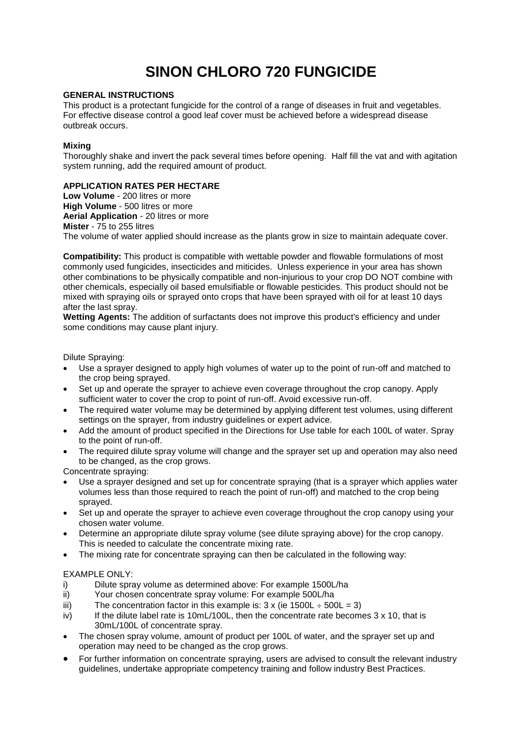# SINON CHLORO 720 FUNGICIDE

**GENERAL INSTRUCTIONS**

This product is a protectant fungicide for the control of a range of diseases in fruit and vegetables. For effective disease control a good leaf cover must be achieved before a widespread disease outbreak occurs.

**Mixing**

Thoroughly shake and invert the pack several times before opening. Half fill the vat and with agitation system running, add the required amount of product.

**APPLICATION RATES PER HECTARE**

**Low Volume** - 200 litres or more
**High Volume** - 500 litres or more
**Aerial Application** - 20 litres or more
**Mister** - 75 to 255 litres
The volume of water applied should increase as the plants grow in size to maintain adequate cover.

**Compatibility:** This product is compatible with wettable powder and flowable formulations of most commonly used fungicides, insecticides and miticides. Unless experience in your area has shown other combinations to be physically compatible and non-injurious to your crop DO NOT combine with other chemicals, especially oil based emulsifiable or flowable pesticides. This product should not be mixed with spraying oils or sprayed onto crops that have been sprayed with oil for at least 10 days after the last spray.

**Wetting Agents:** The addition of surfactants does not improve this product's efficiency and under some conditions may cause plant injury.

Dilute Spraying:

- Use a sprayer designed to apply high volumes of water up to the point of run-off and matched to the crop being sprayed.
- Set up and operate the sprayer to achieve even coverage throughout the crop canopy. Apply sufficient water to cover the crop to point of run-off. Avoid excessive run-off.
- The required water volume may be determined by applying different test volumes, using different settings on the sprayer, from industry guidelines or expert advice.
- Add the amount of product specified in the Directions for Use table for each 100L of water. Spray to the point of run-off.
- The required dilute spray volume will change and the sprayer set up and operation may also need to be changed, as the crop grows.

Concentrate spraying:

- Use a sprayer designed and set up for concentrate spraying (that is a sprayer which applies water volumes less than those required to reach the point of run-off) and matched to the crop being sprayed.
- Set up and operate the sprayer to achieve even coverage throughout the crop canopy using your chosen water volume.
- Determine an appropriate dilute spray volume (see dilute spraying above) for the crop canopy. This is needed to calculate the concentrate mixing rate.
- The mixing rate for concentrate spraying can then be calculated in the following way:

EXAMPLE ONLY:

i) Dilute spray volume as determined above: For example 1500L/ha
ii) Your chosen concentrate spray volume: For example 500L/ha
iii) The concentration factor in this example is: 3 x (ie 1500L ÷ 500L = 3)
iv) If the dilute label rate is 10mL/100L, then the concentrate rate becomes 3 x 10, that is 30mL/100L of concentrate spray.

- The chosen spray volume, amount of product per 100L of water, and the sprayer set up and operation may need to be changed as the crop grows.
- For further information on concentrate spraying, users are advised to consult the relevant industry guidelines, undertake appropriate competency training and follow industry Best Practices.